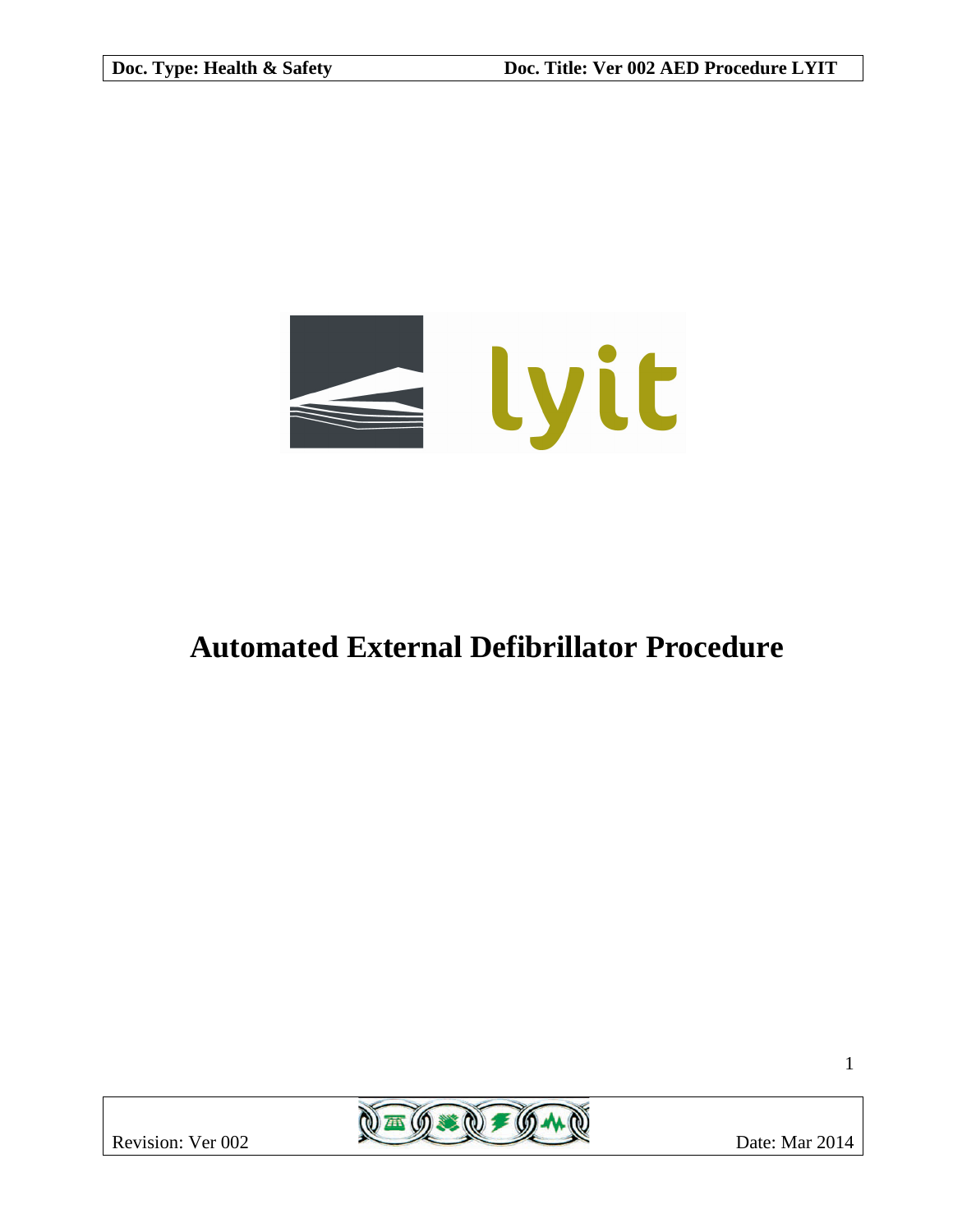# Automated External Defibrillator Procedure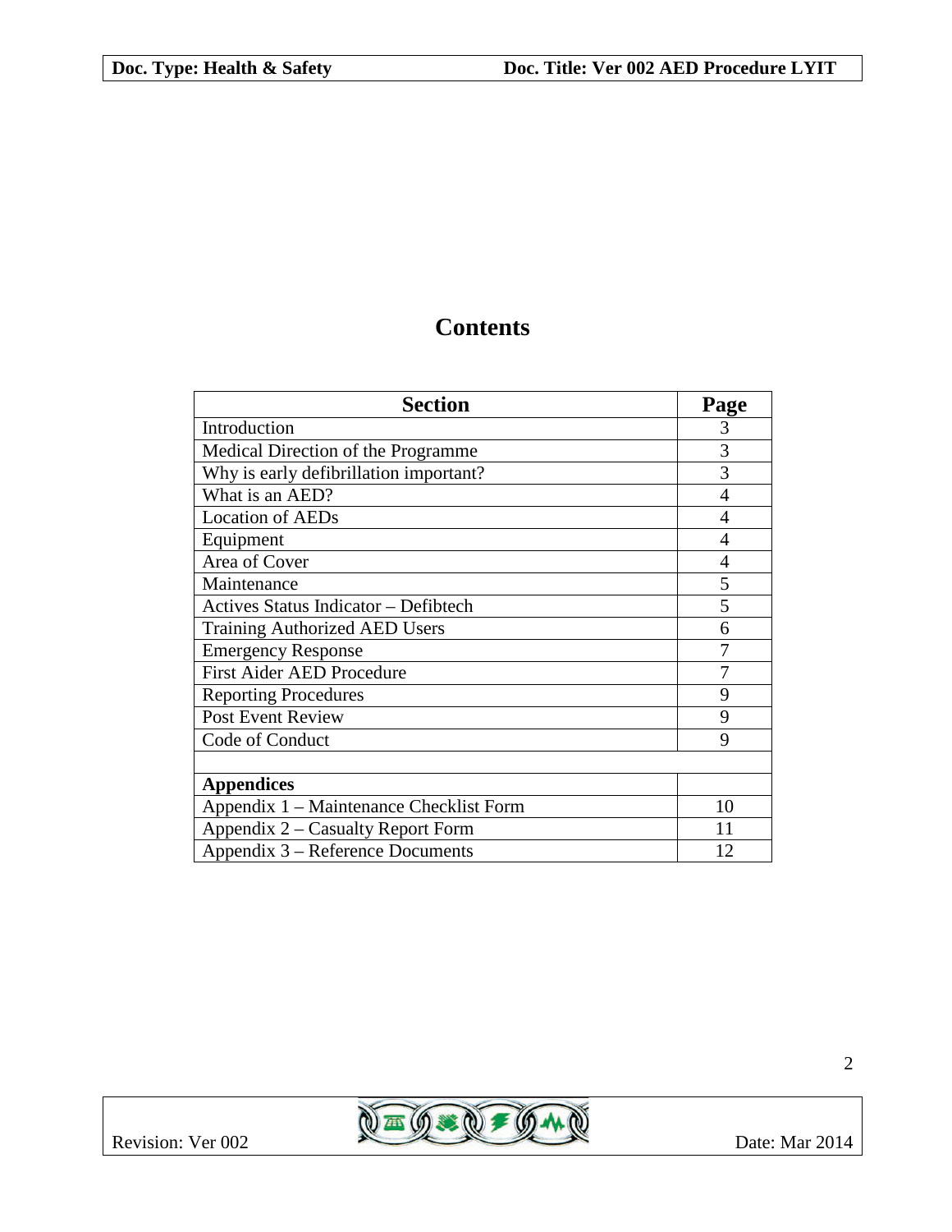# Contents

| Section | Page |
| --- | --- |
| Introduction | 3 |
| Medical Direction of the Programme | 3 |
| Why is early defibrillation important? | 3 |
| What is an AED? | 4 |
| Location of AEDs | 4 |
| Equipment | 4 |
| Area of Cover | 4 |
| Maintenance | 5 |
| Actives Status Indicator – Defibtech | 5 |
| Training Authorized AED Users | 6 |
| Emergency Response | 7 |
| First Aider AED Procedure | 7 |
| Reporting Procedures | 9 |
| Post Event Review | 9 |
| Code of Conduct | 9 |
| | |
| **Appendices** | |
| Appendix 1 – Maintenance Checklist Form | 10 |
| Appendix 2 – Casualty Report Form | 11 |
| Appendix 3 – Reference Documents | 12 |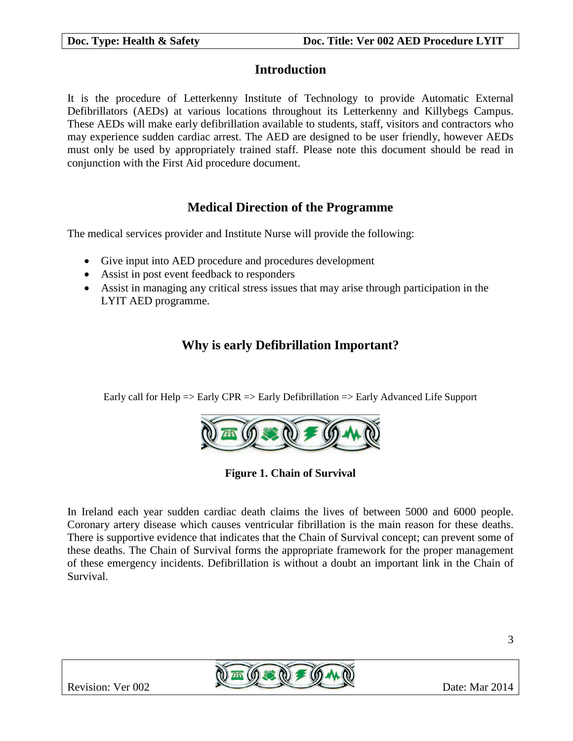## Introduction

It is the procedure of Letterkenny Institute of Technology to provide Automatic External Defibrillators (AEDs) at various locations throughout its Letterkenny and Killybegs Campus. These AEDs will make early defibrillation available to students, staff, visitors and contractors who may experience sudden cardiac arrest. The AED are designed to be user friendly, however AEDs must only be used by appropriately trained staff. Please note this document should be read in conjunction with the First Aid procedure document.

## Medical Direction of the Programme

The medical services provider and Institute Nurse will provide the following:

- Give input into AED procedure and procedures development
- Assist in post event feedback to responders
- Assist in managing any critical stress issues that may arise through participation in the LYIT AED programme.

## Why is early Defibrillation Important?

Early call for Help => Early CPR => Early Defibrillation => Early Advanced Life Support

**Figure 1. Chain of Survival**

In Ireland each year sudden cardiac death claims the lives of between 5000 and 6000 people. Coronary artery disease which causes ventricular fibrillation is the main reason for these deaths. There is supportive evidence that indicates that the Chain of Survival concept; can prevent some of these deaths. The Chain of Survival forms the appropriate framework for the proper management of these emergency incidents. Defibrillation is without a doubt an important link in the Chain of Survival.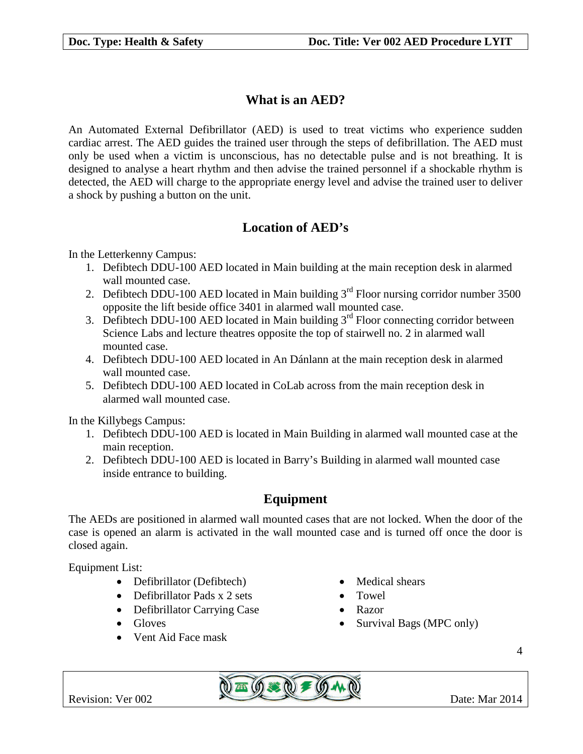## What is an AED?

An Automated External Defibrillator (AED) is used to treat victims who experience sudden cardiac arrest. The AED guides the trained user through the steps of defibrillation. The AED must only be used when a victim is unconscious, has no detectable pulse and is not breathing. It is designed to analyse a heart rhythm and then advise the trained personnel if a shockable rhythm is detected, the AED will charge to the appropriate energy level and advise the trained user to deliver a shock by pushing a button on the unit.

## Location of AED's

In the Letterkenny Campus:

1. Defibtech DDU-100 AED located in Main building at the main reception desk in alarmed wall mounted case.
2. Defibtech DDU-100 AED located in Main building 3rd Floor nursing corridor number 3500 opposite the lift beside office 3401 in alarmed wall mounted case.
3. Defibtech DDU-100 AED located in Main building 3rd Floor connecting corridor between Science Labs and lecture theatres opposite the top of stairwell no. 2 in alarmed wall mounted case.
4. Defibtech DDU-100 AED located in An Dánlann at the main reception desk in alarmed wall mounted case.
5. Defibtech DDU-100 AED located in CoLab across from the main reception desk in alarmed wall mounted case.

In the Killybegs Campus:

1. Defibtech DDU-100 AED is located in Main Building in alarmed wall mounted case at the main reception.
2. Defibtech DDU-100 AED is located in Barry's Building in alarmed wall mounted case inside entrance to building.

## Equipment

The AEDs are positioned in alarmed wall mounted cases that are not locked. When the door of the case is opened an alarm is activated in the wall mounted case and is turned off once the door is closed again.

Equipment List:

- Defibrillator (Defibtech)
- Defibrillator Pads x 2 sets
- Defibrillator Carrying Case
- Gloves
- Vent Aid Face mask
- Medical shears
- Towel
- Razor
- Survival Bags (MPC only)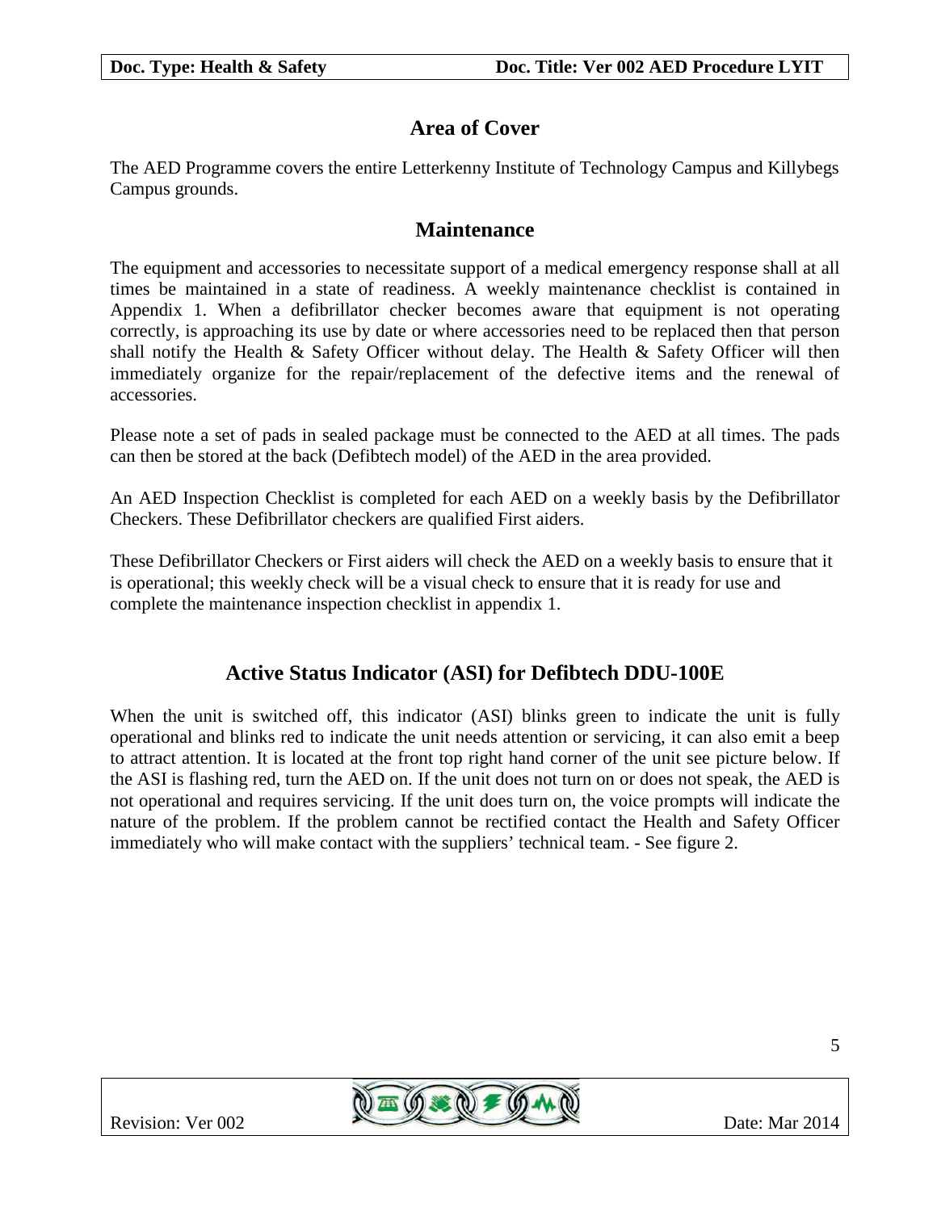## Area of Cover

The AED Programme covers the entire Letterkenny Institute of Technology Campus and Killybegs Campus grounds.

## Maintenance

The equipment and accessories to necessitate support of a medical emergency response shall at all times be maintained in a state of readiness. A weekly maintenance checklist is contained in Appendix 1. When a defibrillator checker becomes aware that equipment is not operating correctly, is approaching its use by date or where accessories need to be replaced then that person shall notify the Health & Safety Officer without delay. The Health & Safety Officer will then immediately organize for the repair/replacement of the defective items and the renewal of accessories.

Please note a set of pads in sealed package must be connected to the AED at all times. The pads can then be stored at the back (Defibtech model) of the AED in the area provided.

An AED Inspection Checklist is completed for each AED on a weekly basis by the Defibrillator Checkers. These Defibrillator checkers are qualified First aiders.

These Defibrillator Checkers or First aiders will check the AED on a weekly basis to ensure that it is operational; this weekly check will be a visual check to ensure that it is ready for use and complete the maintenance inspection checklist in appendix 1.

## Active Status Indicator (ASI) for Defibtech DDU-100E

When the unit is switched off, this indicator (ASI) blinks green to indicate the unit is fully operational and blinks red to indicate the unit needs attention or servicing, it can also emit a beep to attract attention. It is located at the front top right hand corner of the unit see picture below. If the ASI is flashing red, turn the AED on. If the unit does not turn on or does not speak, the AED is not operational and requires servicing. If the unit does turn on, the voice prompts will indicate the nature of the problem. If the problem cannot be rectified contact the Health and Safety Officer immediately who will make contact with the suppliers' technical team. - See figure 2.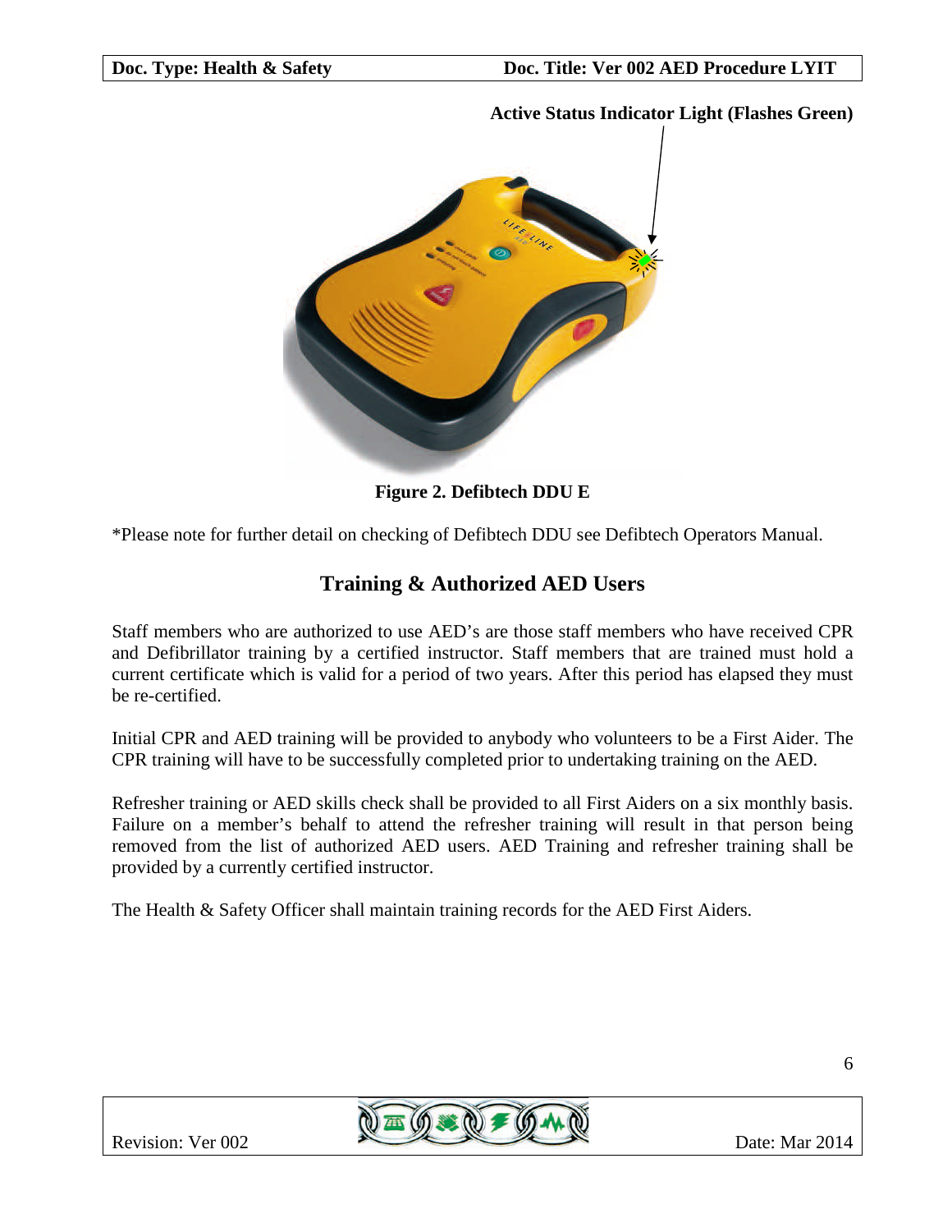Active Status Indicator Light (Flashes Green)

**Figure 2. Defibtech DDU E**

*Please note for further detail on checking of Defibtech DDU see Defibtech Operators Manual.

## Training & Authorized AED Users

Staff members who are authorized to use AED's are those staff members who have received CPR and Defibrillator training by a certified instructor. Staff members that are trained must hold a current certificate which is valid for a period of two years. After this period has elapsed they must be re-certified.

Initial CPR and AED training will be provided to anybody who volunteers to be a First Aider. The CPR training will have to be successfully completed prior to undertaking training on the AED.

Refresher training or AED skills check shall be provided to all First Aiders on a six monthly basis. Failure on a member's behalf to attend the refresher training will result in that person being removed from the list of authorized AED users. AED Training and refresher training shall be provided by a currently certified instructor.

The Health & Safety Officer shall maintain training records for the AED First Aiders.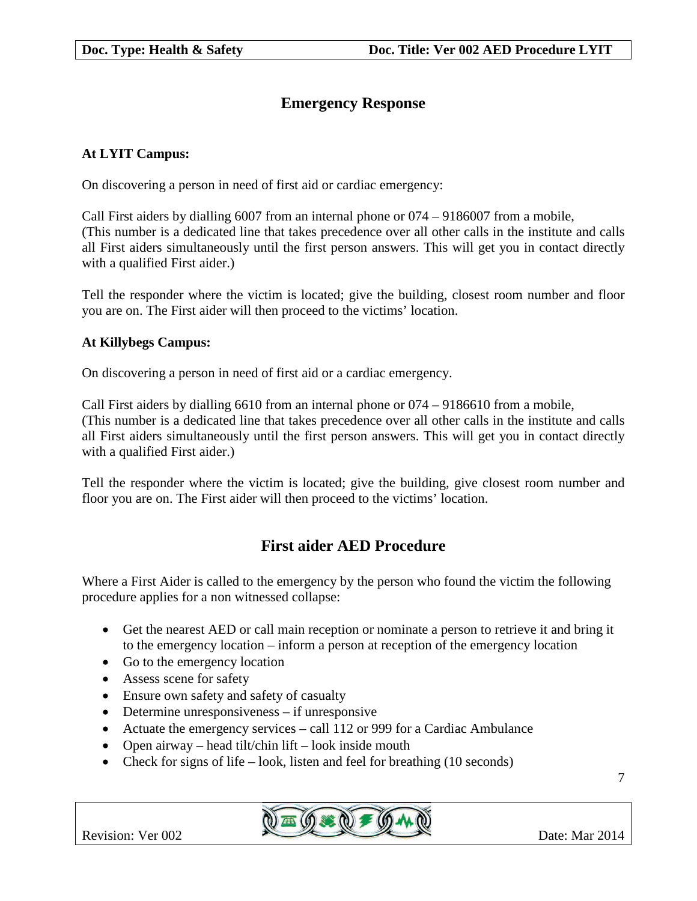## Emergency Response

**At LYIT Campus:**

On discovering a person in need of first aid or cardiac emergency:

Call First aiders by dialling 6007 from an internal phone or 074 – 9186007 from a mobile, (This number is a dedicated line that takes precedence over all other calls in the institute and calls all First aiders simultaneously until the first person answers. This will get you in contact directly with a qualified First aider.)

Tell the responder where the victim is located; give the building, closest room number and floor you are on. The First aider will then proceed to the victims' location.

**At Killybegs Campus:**

On discovering a person in need of first aid or a cardiac emergency.

Call First aiders by dialling 6610 from an internal phone or 074 – 9186610 from a mobile, (This number is a dedicated line that takes precedence over all other calls in the institute and calls all First aiders simultaneously until the first person answers. This will get you in contact directly with a qualified First aider.)

Tell the responder where the victim is located; give the building, give closest room number and floor you are on. The First aider will then proceed to the victims' location.

## First aider AED Procedure

Where a First Aider is called to the emergency by the person who found the victim the following procedure applies for a non witnessed collapse:

- Get the nearest AED or call main reception or nominate a person to retrieve it and bring it to the emergency location – inform a person at reception of the emergency location
- Go to the emergency location
- Assess scene for safety
- Ensure own safety and safety of casualty
- Determine unresponsiveness – if unresponsive
- Actuate the emergency services – call 112 or 999 for a Cardiac Ambulance
- Open airway – head tilt/chin lift – look inside mouth
- Check for signs of life – look, listen and feel for breathing (10 seconds)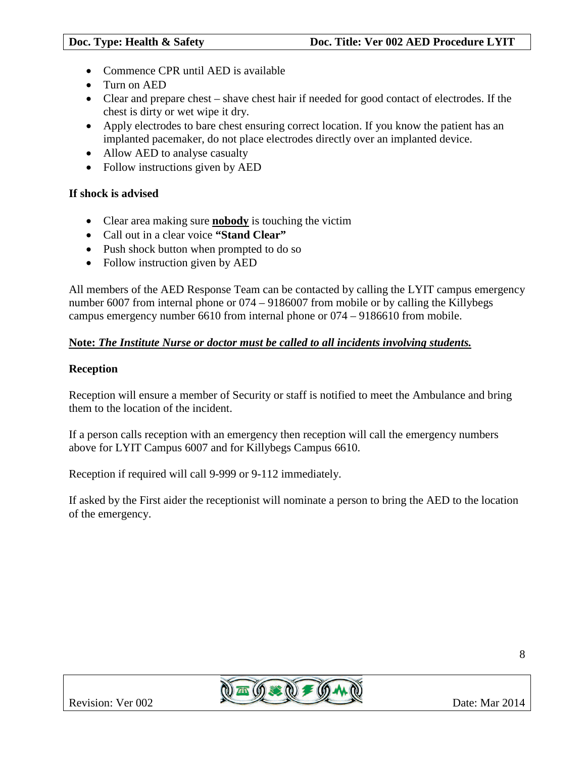- Commence CPR until AED is available
- Turn on AED
- Clear and prepare chest – shave chest hair if needed for good contact of electrodes. If the chest is dirty or wet wipe it dry.
- Apply electrodes to bare chest ensuring correct location. If you know the patient has an implanted pacemaker, do not place electrodes directly over an implanted device.
- Allow AED to analyse casualty
- Follow instructions given by AED

**If shock is advised**

- Clear area making sure **nobody** is touching the victim
- Call out in a clear voice **"Stand Clear"**
- Push shock button when prompted to do so
- Follow instruction given by AED

All members of the AED Response Team can be contacted by calling the LYIT campus emergency number 6007 from internal phone or 074 – 9186007 from mobile or by calling the Killybegs campus emergency number 6610 from internal phone or 074 – 9186610 from mobile.

**Note:** ***The Institute Nurse or doctor must be called to all incidents involving students.***

**Reception**

Reception will ensure a member of Security or staff is notified to meet the Ambulance and bring them to the location of the incident.

If a person calls reception with an emergency then reception will call the emergency numbers above for LYIT Campus 6007 and for Killybegs Campus 6610.

Reception if required will call 9-999 or 9-112 immediately.

If asked by the First aider the receptionist will nominate a person to bring the AED to the location of the emergency.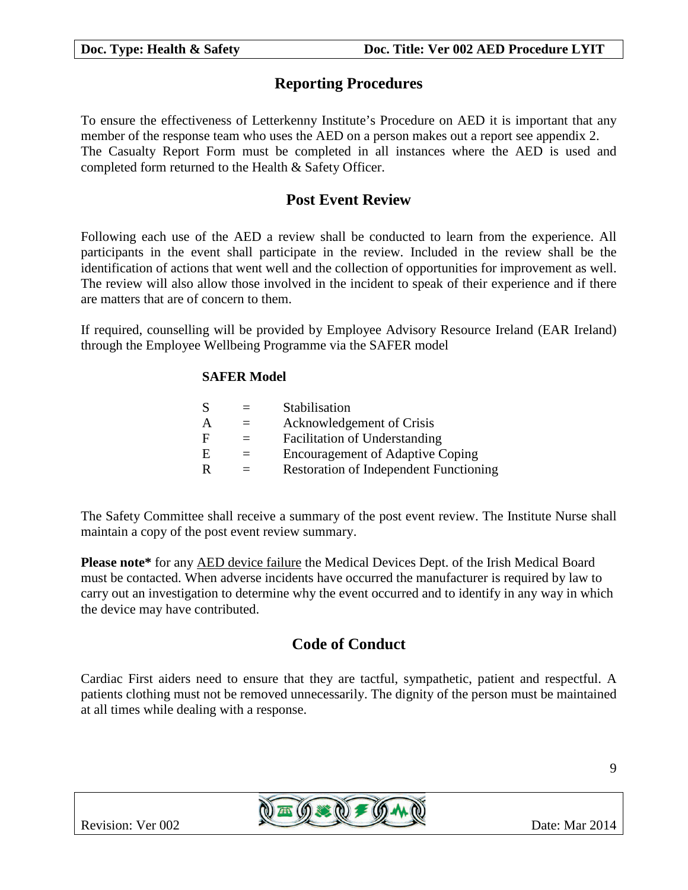## Reporting Procedures

To ensure the effectiveness of Letterkenny Institute's Procedure on AED it is important that any member of the response team who uses the AED on a person makes out a report see appendix 2. The Casualty Report Form must be completed in all instances where the AED is used and completed form returned to the Health & Safety Officer.

## Post Event Review

Following each use of the AED a review shall be conducted to learn from the experience. All participants in the event shall participate in the review. Included in the review shall be the identification of actions that went well and the collection of opportunities for improvement as well. The review will also allow those involved in the incident to speak of their experience and if there are matters that are of concern to them.

If required, counselling will be provided by Employee Advisory Resource Ireland (EAR Ireland) through the Employee Wellbeing Programme via the SAFER model

**SAFER Model**

| | | |
|---|---|---|
| S | = | Stabilisation |
| A | = | Acknowledgement of Crisis |
| F | = | Facilitation of Understanding |
| E | = | Encouragement of Adaptive Coping |
| R | = | Restoration of Independent Functioning |

The Safety Committee shall receive a summary of the post event review. The Institute Nurse shall maintain a copy of the post event review summary.

**Please note*** for any AED device failure the Medical Devices Dept. of the Irish Medical Board must be contacted. When adverse incidents have occurred the manufacturer is required by law to carry out an investigation to determine why the event occurred and to identify in any way in which the device may have contributed.

## Code of Conduct

Cardiac First aiders need to ensure that they are tactful, sympathetic, patient and respectful. A patients clothing must not be removed unnecessarily. The dignity of the person must be maintained at all times while dealing with a response.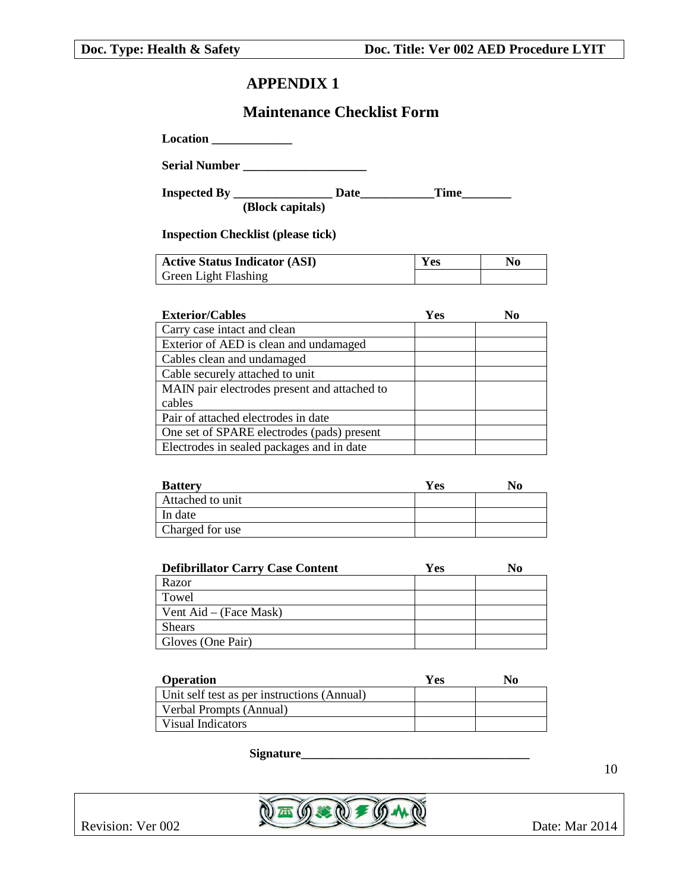# APPENDIX 1

## Maintenance Checklist Form

**Location** _____________

**Serial Number** ____________________

**Inspected By** ________________ **Date**____________**Time**________
**(Block capitals)**

**Inspection Checklist (please tick)**

| **Active Status Indicator (ASI)** | **Yes** | **No** |
|---|---|---|
| Green Light Flashing | | |

| **Exterior/Cables** | **Yes** | **No** |
|---|---|---|
| Carry case intact and clean | | |
| Exterior of AED is clean and undamaged | | |
| Cables clean and undamaged | | |
| Cable securely attached to unit | | |
| MAIN pair electrodes present and attached to cables | | |
| Pair of attached electrodes in date | | |
| One set of SPARE electrodes (pads) present | | |
| Electrodes in sealed packages and in date | | |

| **Battery** | **Yes** | **No** |
|---|---|---|
| Attached to unit | | |
| In date | | |
| Charged for use | | |

| **Defibrillator Carry Case Content** | **Yes** | **No** |
|---|---|---|
| Razor | | |
| Towel | | |
| Vent Aid – (Face Mask) | | |
| Shears | | |
| Gloves (One Pair) | | |

| **Operation** | **Yes** | **No** |
|---|---|---|
| Unit self test as per instructions (Annual) | | |
| Verbal Prompts (Annual) | | |
| Visual Indicators | | |

**Signature**_____________________________________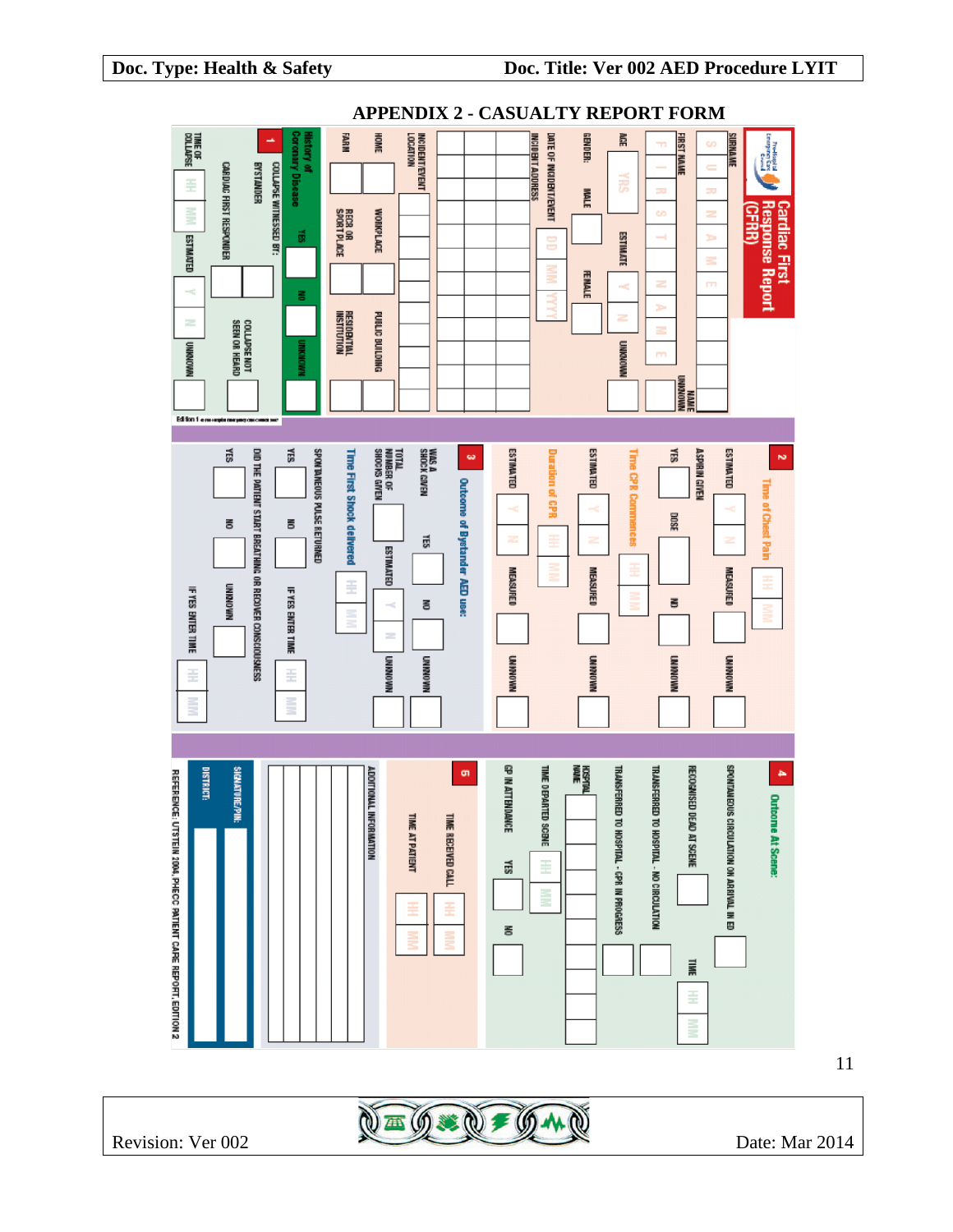# APPENDIX 2 - CASUALTY REPORT FORM

**Cardiac First Response Report (CFRR)**

SURNAME: S U R N A M E

FIRST NAME: F I R S T N A M E — UNKNOWN NAME

AGE: YRS — ESTIMATE: Y / N — UNKNOWN

GENDER: MALE / FEMALE

DATE OF INCIDENT/EVENT: DD MM YYYY

INCIDENT ADDRESS

INCIDENT/EVENT LOCATION: HOME / WORKPLACE / PUBLIC BUILDING / FARM / RECR OR SPORT PLACE / RESIDENTIAL INSTITUTION

**1** History of Coronary Disease: YES / NO / UNKNOWN

COLLAPSE WITNESSED BY: BYSTANDER / CARDIAC FIRST RESPONDER / COLLAPSE NOT SEEN OR HEARD

TIME OF COLLAPSE: HH MM — ESTIMATED: Y / N — UNKNOWN

Edition 1

**2** Time of Chest Pain: HH MM

ESTIMATED: Y / N — MEASURED — UNKNOWN

ASPIRIN GIVEN: YES — DOSE — NO — UNKNOWN

Time CPR Commences: HH MM

ESTIMATED: Y / N — MEASURED — UNKNOWN

Duration of CPR: HH MM

ESTIMATED: Y / N — MEASURED — UNKNOWN

**3** Outcome of Bystander AED use:

WAS A SHOCK GIVEN: YES / NO / UNKNOWN

TOTAL NUMBER OF SHOCKS GIVEN — ESTIMATED: Y / N — UNKNOWN

Time First Shock delivered: HH MM

SPONTANEOUS PULSE RETURNED: YES / NO — IF YES ENTER TIME: HH MM

DID THE PATIENT START BREATHING OR RECOVER CONSCIOUSNESS: YES / NO / UNKNOWN — IF YES ENTER TIME: HH MM

**4** Outcome At Scene:

SPONTANEOUS CIRCULATION ON ARRIVAL IN ED

RECOGNISED DEAD AT SCENE — TIME: HH MM

TRANSFERRED TO HOSPITAL - NO CIRCULATION

TRANSFERRED TO HOSPITAL - CPR IN PROGRESS

HOSPITAL NAME

TIME DEPARTED SCENE: HH MM

GP IN ATTENDANCE: YES / NO

**5** TIME RECEIVED CALL: HH MM

TIME AT PATIENT: HH MM

ADDITIONAL INFORMATION

SIGNATURE/PIN:

DISTRICT:

REFERENCE: UTSTEIN 2004, PHECC PATIENT CARE REPORT, EDITION 2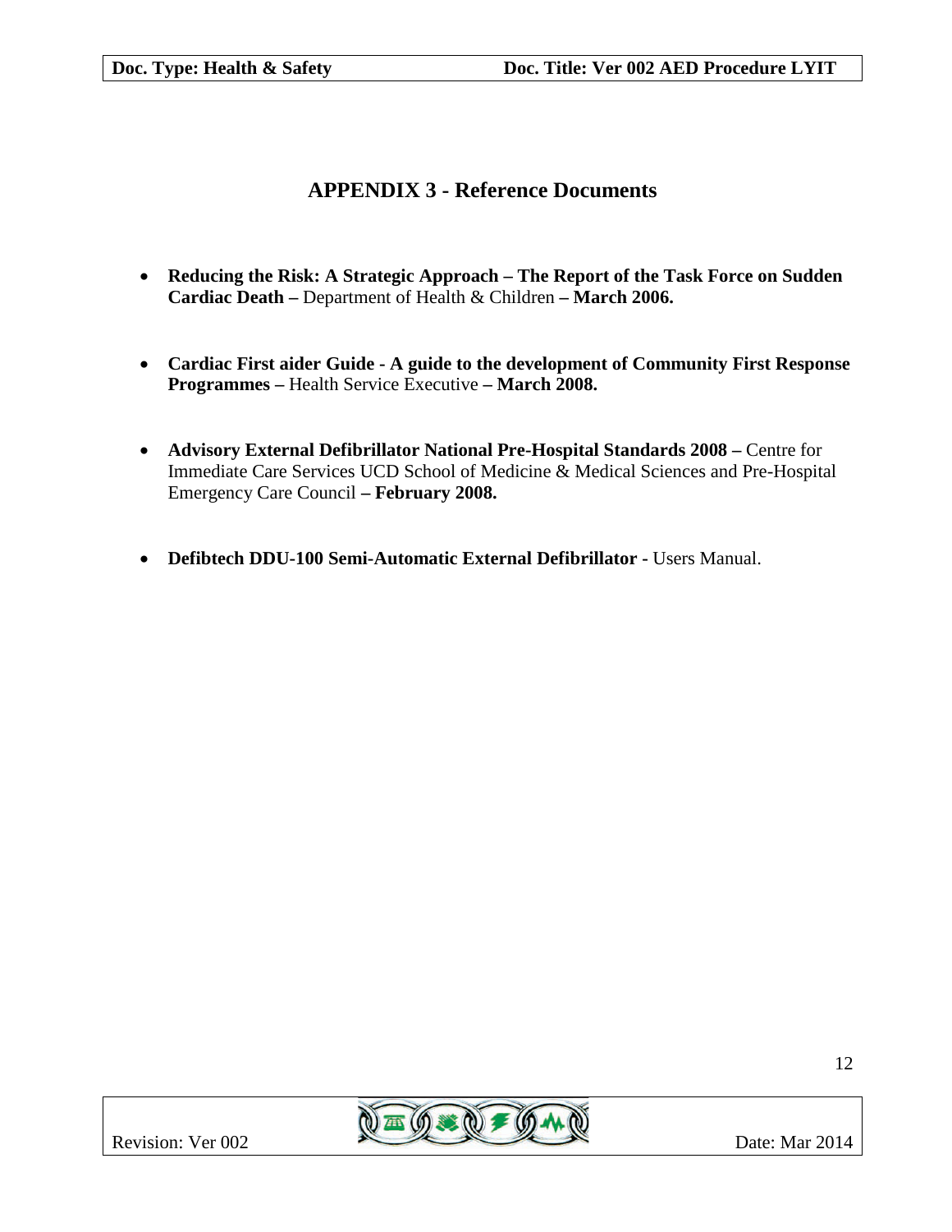# APPENDIX 3 - Reference Documents

- **Reducing the Risk: A Strategic Approach – The Report of the Task Force on Sudden Cardiac Death –** Department of Health & Children **– March 2006.**

- **Cardiac First aider Guide - A guide to the development of Community First Response Programmes –** Health Service Executive **– March 2008.**

- **Advisory External Defibrillator National Pre-Hospital Standards 2008 –** Centre for Immediate Care Services UCD School of Medicine & Medical Sciences and Pre-Hospital Emergency Care Council **– February 2008.**

- **Defibtech DDU-100 Semi-Automatic External Defibrillator -** Users Manual.